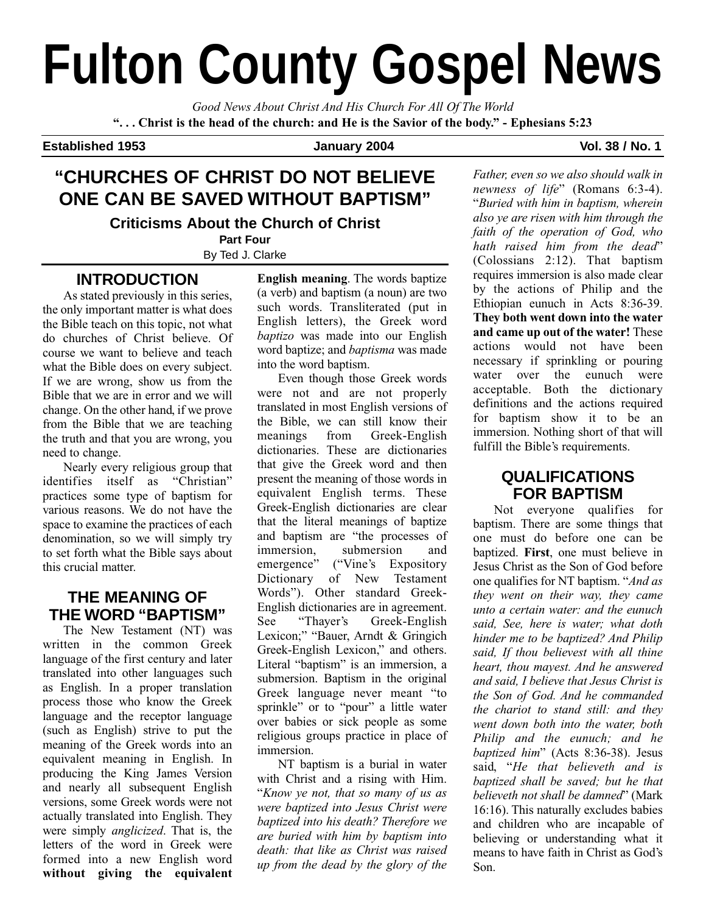# Fulton County Gospel News

*Good News About Christ And His Church For All Of The World*

**". . . Christ is the head of the church: and He is the Savior of the body." - Ephesians 5:23**

**Established 1953** **January 2004** **Vol. 38 / No. 1**

## "CHURCHES OF CHRIST DO NOT BELIEVE ONE CAN BE SAVED WITHOUT BAPTISM"

### Criticisms About the Church of Christ

**Part Four**

By Ted J. Clarke

### INTRODUCTION

As stated previously in this series, the only important matter is what does the Bible teach on this topic, not what do churches of Christ believe. Of course we want to believe and teach what the Bible does on every subject. If we are wrong, show us from the Bible that we are in error and we will change. On the other hand, if we prove from the Bible that we are teaching the truth and that you are wrong, you need to change.

Nearly every religious group that identifies itself as "Christian" practices some type of baptism for various reasons. We do not have the space to examine the practices of each denomination, so we will simply try to set forth what the Bible says about this crucial matter.

### THE MEANING OF THE WORD "BAPTISM"

The New Testament (NT) was written in the common Greek language of the first century and later translated into other languages such as English. In a proper translation process those who know the Greek language and the receptor language (such as English) strive to put the meaning of the Greek words into an equivalent meaning in English. In producing the King James Version and nearly all subsequent English versions, some Greek words were not actually translated into English. They were simply *anglicized*. That is, the letters of the word in Greek were formed into a new English word **without giving the equivalent English meaning**. The words baptize (a verb) and baptism (a noun) are two such words. Transliterated (put in English letters), the Greek word *baptizo* was made into our English word baptize; and *baptisma* was made into the word baptism.

Even though those Greek words were not and are not properly translated in most English versions of the Bible, we can still know their meanings from Greek-English dictionaries. These are dictionaries that give the Greek word and then present the meaning of those words in equivalent English terms. These Greek-English dictionaries are clear that the literal meanings of baptize and baptism are "the processes of immersion, submersion and emergence" ("Vine's Expository Dictionary of New Testament Words"). Other standard Greek-English dictionaries are in agreement. See "Thayer's Greek-English Lexicon;" "Bauer, Arndt & Gringich Greek-English Lexicon," and others. Literal "baptism" is an immersion, a submersion. Baptism in the original Greek language never meant "to sprinkle" or to "pour" a little water over babies or sick people as some religious groups practice in place of immersion.

NT baptism is a burial in water with Christ and a rising with Him. "*Know ye not, that so many of us as were baptized into Jesus Christ were baptized into his death? Therefore we are buried with him by baptism into death: that like as Christ was raised up from the dead by the glory of the Father, even so we also should walk in newness of life*" (Romans 6:3-4). "*Buried with him in baptism, wherein also ye are risen with him through the faith of the operation of God, who hath raised him from the dead*" (Colossians 2:12). That baptism requires immersion is also made clear by the actions of Philip and the Ethiopian eunuch in Acts 8:36-39. **They both went down into the water and came up out of the water!** These actions would not have been necessary if sprinkling or pouring water over the eunuch were acceptable. Both the dictionary definitions and the actions required for baptism show it to be an immersion. Nothing short of that will fulfill the Bible's requirements.

### QUALIFICATIONS FOR BAPTISM

Not everyone qualifies for baptism. There are some things that one must do before one can be baptized. **First**, one must believe in Jesus Christ as the Son of God before one qualifies for NT baptism. "*And as they went on their way, they came unto a certain water: and the eunuch said, See, here is water; what doth hinder me to be baptized? And Philip said, If thou believest with all thine heart, thou mayest. And he answered and said, I believe that Jesus Christ is the Son of God. And he commanded the chariot to stand still: and they went down both into the water, both Philip and the eunuch; and he baptized him*" (Acts 8:36-38). Jesus said, "*He that believeth and is baptized shall be saved; but he that believeth not shall be damned*" (Mark 16:16). This naturally excludes babies and children who are incapable of believing or understanding what it means to have faith in Christ as God's Son.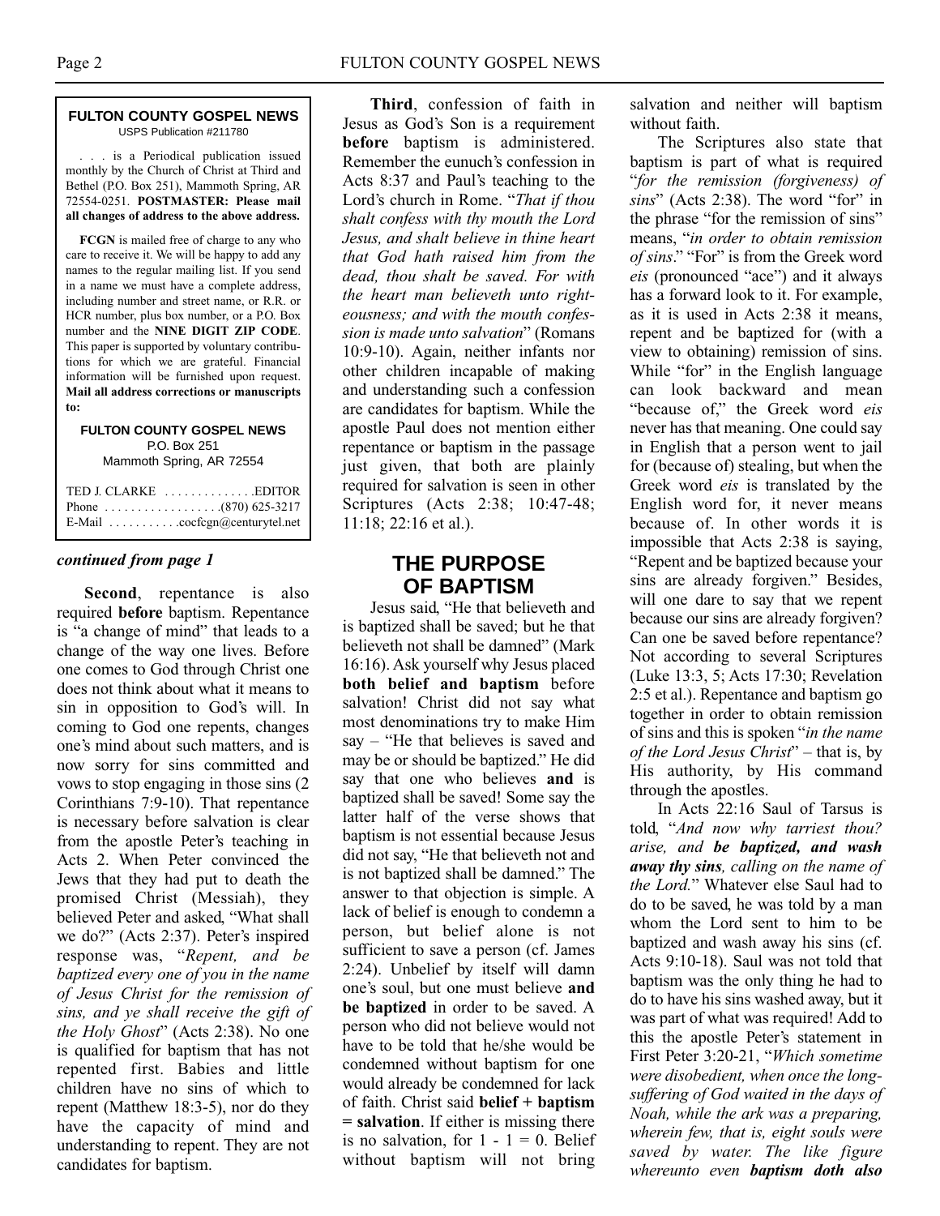**FULTON COUNTY GOSPEL NEWS**
USPS Publication #211780

. . . is a Periodical publication issued monthly by the Church of Christ at Third and Bethel (P.O. Box 251), Mammoth Spring, AR 72554-0251. **POSTMASTER: Please mail all changes of address to the above address.**

**FCGN** is mailed free of charge to any who care to receive it. We will be happy to add any names to the regular mailing list. If you send in a name we must have a complete address, including number and street name, or R.R. or HCR number, plus box number, or a P.O. Box number and the **NINE DIGIT ZIP CODE**. This paper is supported by voluntary contributions for which we are grateful. Financial information will be furnished upon request. **Mail all address corrections or manuscripts to:**

**FULTON COUNTY GOSPEL NEWS**
P.O. Box 251
Mammoth Spring, AR 72554

TED J. CLARKE . . . . . . . . . . . . . .EDITOR
Phone . . . . . . . . . . . . . . . . . .(870) 625-3217
E-Mail . . . . . . . . . . .cocfcgn@centurytel.net

***continued from page 1***

**Second**, repentance is also required **before** baptism. Repentance is "a change of mind" that leads to a change of the way one lives. Before one comes to God through Christ one does not think about what it means to sin in opposition to God's will. In coming to God one repents, changes one's mind about such matters, and is now sorry for sins committed and vows to stop engaging in those sins (2 Corinthians 7:9-10). That repentance is necessary before salvation is clear from the apostle Peter's teaching in Acts 2. When Peter convinced the Jews that they had put to death the promised Christ (Messiah), they believed Peter and asked, "What shall we do?" (Acts 2:37). Peter's inspired response was, "*Repent, and be baptized every one of you in the name of Jesus Christ for the remission of sins, and ye shall receive the gift of the Holy Ghost*" (Acts 2:38). No one is qualified for baptism that has not repented first. Babies and little children have no sins of which to repent (Matthew 18:3-5), nor do they have the capacity of mind and understanding to repent. They are not candidates for baptism.

**Third**, confession of faith in Jesus as God's Son is a requirement **before** baptism is administered. Remember the eunuch's confession in Acts 8:37 and Paul's teaching to the Lord's church in Rome. "*That if thou shalt confess with thy mouth the Lord Jesus, and shalt believe in thine heart that God hath raised him from the dead, thou shalt be saved. For with the heart man believeth unto righteousness; and with the mouth confession is made unto salvation*" (Romans 10:9-10). Again, neither infants nor other children incapable of making and understanding such a confession are candidates for baptism. While the apostle Paul does not mention either repentance or baptism in the passage just given, that both are plainly required for salvation is seen in other Scriptures (Acts 2:38; 10:47-48; 11:18; 22:16 et al.).

## THE PURPOSE OF BAPTISM

Jesus said, "He that believeth and is baptized shall be saved; but he that believeth not shall be damned" (Mark 16:16). Ask yourself why Jesus placed **both belief and baptism** before salvation! Christ did not say what most denominations try to make Him say – "He that believes is saved and may be or should be baptized." He did say that one who believes **and** is baptized shall be saved! Some say the latter half of the verse shows that baptism is not essential because Jesus did not say, "He that believeth not and is not baptized shall be damned." The answer to that objection is simple. A lack of belief is enough to condemn a person, but belief alone is not sufficient to save a person (cf. James 2:24). Unbelief by itself will damn one's soul, but one must believe **and be baptized** in order to be saved. A person who did not believe would not have to be told that he/she would be condemned without baptism for one would already be condemned for lack of faith. Christ said **belief + baptism = salvation**. If either is missing there is no salvation, for 1 - 1 = 0. Belief without baptism will not bring salvation and neither will baptism without faith.

The Scriptures also state that baptism is part of what is required "*for the remission (forgiveness) of sins*" (Acts 2:38). The word "for" in the phrase "for the remission of sins" means, "*in order to obtain remission of sins*." "For" is from the Greek word *eis* (pronounced "ace") and it always has a forward look to it. For example, as it is used in Acts 2:38 it means, repent and be baptized for (with a view to obtaining) remission of sins. While "for" in the English language can look backward and mean "because of," the Greek word *eis* never has that meaning. One could say in English that a person went to jail for (because of) stealing, but when the Greek word *eis* is translated by the English word for, it never means because of. In other words it is impossible that Acts 2:38 is saying, "Repent and be baptized because your sins are already forgiven." Besides, will one dare to say that we repent because our sins are already forgiven? Can one be saved before repentance? Not according to several Scriptures (Luke 13:3, 5; Acts 17:30; Revelation 2:5 et al.). Repentance and baptism go together in order to obtain remission of sins and this is spoken "*in the name of the Lord Jesus Christ*" – that is, by His authority, by His command through the apostles.

In Acts 22:16 Saul of Tarsus is told, "*And now why tarriest thou? arise, and **be baptized, and wash away thy sins**, calling on the name of the Lord.*" Whatever else Saul had to do to be saved, he was told by a man whom the Lord sent to him to be baptized and wash away his sins (cf. Acts 9:10-18). Saul was not told that baptism was the only thing he had to do to have his sins washed away, but it was part of what was required! Add to this the apostle Peter's statement in First Peter 3:20-21, "*Which sometime were disobedient, when once the longsuffering of God waited in the days of Noah, while the ark was a preparing, wherein few, that is, eight souls were saved by water. The like figure whereunto even **baptism doth also***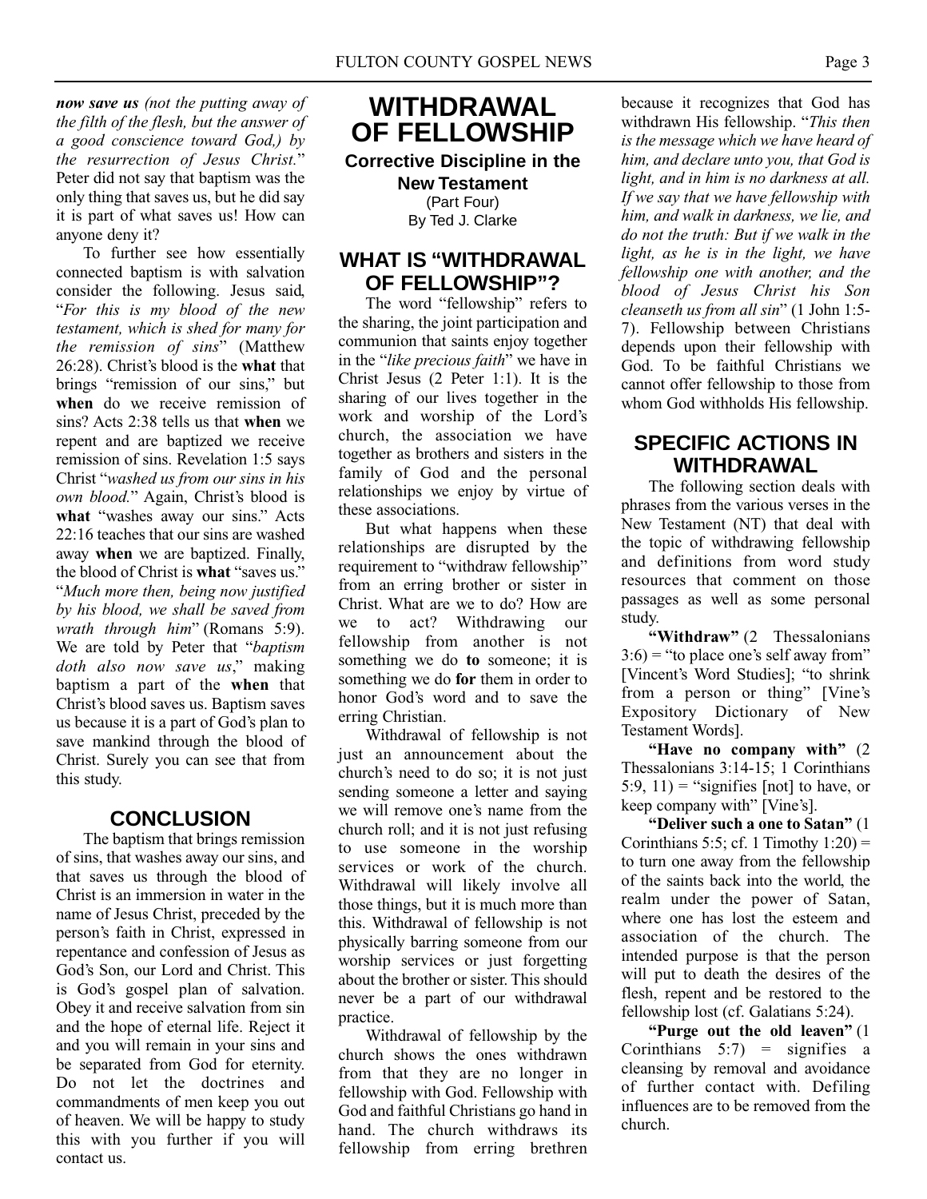***now save us*** *(not the putting away of the filth of the flesh, but the answer of a good conscience toward God,) by the resurrection of Jesus Christ.*" Peter did not say that baptism was the only thing that saves us, but he did say it is part of what saves us! How can anyone deny it?

To further see how essentially connected baptism is with salvation consider the following. Jesus said, "*For this is my blood of the new testament, which is shed for many for the remission of sins*" (Matthew 26:28). Christ's blood is the **what** that brings "remission of our sins," but **when** do we receive remission of sins? Acts 2:38 tells us that **when** we repent and are baptized we receive remission of sins. Revelation 1:5 says Christ "*washed us from our sins in his own blood.*" Again, Christ's blood is **what** "washes away our sins." Acts 22:16 teaches that our sins are washed away **when** we are baptized. Finally, the blood of Christ is **what** "saves us." "*Much more then, being now justified by his blood, we shall be saved from wrath through him*" (Romans 5:9). We are told by Peter that "*baptism doth also now save us*," making baptism a part of the **when** that Christ's blood saves us. Baptism saves us because it is a part of God's plan to save mankind through the blood of Christ. Surely you can see that from this study.

## CONCLUSION

The baptism that brings remission of sins, that washes away our sins, and that saves us through the blood of Christ is an immersion in water in the name of Jesus Christ, preceded by the person's faith in Christ, expressed in repentance and confession of Jesus as God's Son, our Lord and Christ. This is God's gospel plan of salvation. Obey it and receive salvation from sin and the hope of eternal life. Reject it and you will remain in your sins and be separated from God for eternity. Do not let the doctrines and commandments of men keep you out of heaven. We will be happy to study this with you further if you will contact us.

# WITHDRAWAL OF FELLOWSHIP

**Corrective Discipline in the New Testament**

(Part Four)

By Ted J. Clarke

## WHAT IS "WITHDRAWAL OF FELLOWSHIP"?

The word "fellowship" refers to the sharing, the joint participation and communion that saints enjoy together in the "*like precious faith*" we have in Christ Jesus (2 Peter 1:1). It is the sharing of our lives together in the work and worship of the Lord's church, the association we have together as brothers and sisters in the family of God and the personal relationships we enjoy by virtue of these associations.

But what happens when these relationships are disrupted by the requirement to "withdraw fellowship" from an erring brother or sister in Christ. What are we to do? How are we to act? Withdrawing our fellowship from another is not something we do **to** someone; it is something we do **for** them in order to honor God's word and to save the erring Christian.

Withdrawal of fellowship is not just an announcement about the church's need to do so; it is not just sending someone a letter and saying we will remove one's name from the church roll; and it is not just refusing to use someone in the worship services or work of the church. Withdrawal will likely involve all those things, but it is much more than this. Withdrawal of fellowship is not physically barring someone from our worship services or just forgetting about the brother or sister. This should never be a part of our withdrawal practice.

Withdrawal of fellowship by the church shows the ones withdrawn from that they are no longer in fellowship with God. Fellowship with God and faithful Christians go hand in hand. The church withdraws its fellowship from erring brethren because it recognizes that God has withdrawn His fellowship. "*This then is the message which we have heard of him, and declare unto you, that God is light, and in him is no darkness at all. If we say that we have fellowship with him, and walk in darkness, we lie, and do not the truth: But if we walk in the light, as he is in the light, we have fellowship one with another, and the blood of Jesus Christ his Son cleanseth us from all sin*" (1 John 1:5-7). Fellowship between Christians depends upon their fellowship with God. To be faithful Christians we cannot offer fellowship to those from whom God withholds His fellowship.

## SPECIFIC ACTIONS IN WITHDRAWAL

The following section deals with phrases from the various verses in the New Testament (NT) that deal with the topic of withdrawing fellowship and definitions from word study resources that comment on those passages as well as some personal study.

**"Withdraw"** (2 Thessalonians 3:6) = "to place one's self away from" [Vincent's Word Studies]; "to shrink from a person or thing" [Vine's Expository Dictionary of New Testament Words].

**"Have no company with"** (2 Thessalonians 3:14-15; 1 Corinthians 5:9, 11) = "signifies [not] to have, or keep company with" [Vine's].

**"Deliver such a one to Satan"** (1 Corinthians 5:5; cf. 1 Timothy 1:20) = to turn one away from the fellowship of the saints back into the world, the realm under the power of Satan, where one has lost the esteem and association of the church. The intended purpose is that the person will put to death the desires of the flesh, repent and be restored to the fellowship lost (cf. Galatians 5:24).

**"Purge out the old leaven"** (1 Corinthians 5:7) = signifies a cleansing by removal and avoidance of further contact with. Defiling influences are to be removed from the church.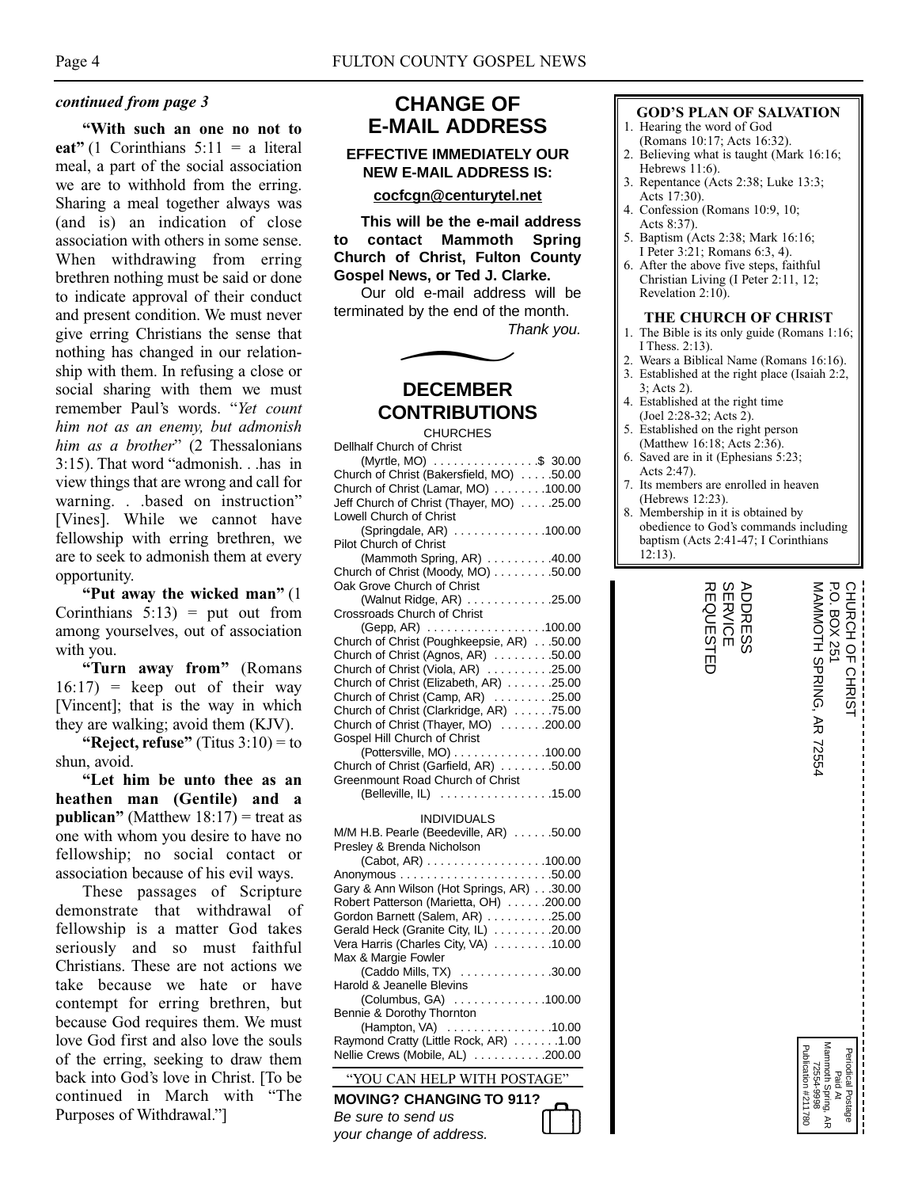*continued from page 3*

**"With such an one no not to eat"** (1 Corinthians 5:11 = a literal meal, a part of the social association we are to withhold from the erring. Sharing a meal together always was (and is) an indication of close association with others in some sense. When withdrawing from erring brethren nothing must be said or done to indicate approval of their conduct and present condition. We must never give erring Christians the sense that nothing has changed in our relationship with them. In refusing a close or social sharing with them we must remember Paul's words. "*Yet count him not as an enemy, but admonish him as a brother*" (2 Thessalonians 3:15). That word "admonish. . .has in view things that are wrong and call for warning. . .based on instruction" [Vines]. While we cannot have fellowship with erring brethren, we are to seek to admonish them at every opportunity.

**"Put away the wicked man"** (1 Corinthians 5:13) = put out from among yourselves, out of association with you.

**"Turn away from"** (Romans 16:17) = keep out of their way [Vincent]; that is the way in which they are walking; avoid them (KJV).

**"Reject, refuse"** (Titus 3:10) = to shun, avoid.

**"Let him be unto thee as an heathen man (Gentile) and a publican"** (Matthew 18:17) = treat as one with whom you desire to have no fellowship; no social contact or association because of his evil ways.

These passages of Scripture demonstrate that withdrawal of fellowship is a matter God takes seriously and so must faithful Christians. These are not actions we take because we hate or have contempt for erring brethren, but because God requires them. We must love God first and also love the souls of the erring, seeking to draw them back into God's love in Christ. [To be continued in March with "The Purposes of Withdrawal."]

## CHANGE OF E-MAIL ADDRESS

**EFFECTIVE IMMEDIATELY OUR NEW E-MAIL ADDRESS IS:**

**cocfcgn@centurytel.net**

**This will be the e-mail address to contact Mammoth Spring Church of Christ, Fulton County Gospel News, or Ted J. Clarke.**

Our old e-mail address will be terminated by the end of the month.

*Thank you.*

## DECEMBER CONTRIBUTIONS

CHURCHES

- Dellhalf Church of Christ (Myrtle, MO) . . . . . $ 30.00
- Church of Christ (Bakersfield, MO) . . . . . 50.00
- Church of Christ (Lamar, MO) . . . . . 100.00
- Jeff Church of Christ (Thayer, MO) . . . . . 25.00
- Lowell Church of Christ (Springdale, AR) . . . . . 100.00
- Pilot Church of Christ (Mammoth Spring, AR) . . . . . 40.00
- Church of Christ (Moody, MO) . . . . . 50.00
- Oak Grove Church of Christ (Walnut Ridge, AR) . . . . . 25.00
- Crossroads Church of Christ (Gepp, AR) . . . . . 100.00
- Church of Christ (Poughkeepsie, AR) . . . . . 50.00
- Church of Christ (Agnos, AR) . . . . . 50.00
- Church of Christ (Viola, AR) . . . . . 25.00
- Church of Christ (Elizabeth, AR) . . . . . 25.00
- Church of Christ (Camp, AR) . . . . . 25.00
- Church of Christ (Clarkridge, AR) . . . . . 75.00
- Church of Christ (Thayer, MO) . . . . . 200.00
- Gospel Hill Church of Christ (Pottersville, MO) . . . . . 100.00
- Church of Christ (Garfield, AR) . . . . . 50.00
- Greenmount Road Church of Christ (Belleville, IL) . . . . . 15.00

INDIVIDUALS

- M/M H.B. Pearle (Beedeville, AR) . . . . . 50.00
- Presley & Brenda Nicholson (Cabot, AR) . . . . . 100.00
- Anonymous . . . . . 50.00
- Gary & Ann Wilson (Hot Springs, AR) . . . 30.00
- Robert Patterson (Marietta, OH) . . . . . 200.00
- Gordon Barnett (Salem, AR) . . . . . 25.00
- Gerald Heck (Granite City, IL) . . . . . 20.00
- Vera Harris (Charles City, VA) . . . . . 10.00
- Max & Margie Fowler (Caddo Mills, TX) . . . . . 30.00
- Harold & Jeanelle Blevins (Columbus, GA) . . . . . 100.00
- Bennie & Dorothy Thornton (Hampton, VA) . . . . . 10.00
- Raymond Cratty (Little Rock, AR) . . . . . 1.00
- Nellie Crews (Mobile, AL) . . . . . 200.00

"YOU CAN HELP WITH POSTAGE"

**MOVING? CHANGING TO 911?**

*Be sure to send us your change of address.*

### GOD'S PLAN OF SALVATION

1. Hearing the word of God (Romans 10:17; Acts 16:32).
2. Believing what is taught (Mark 16:16; Hebrews 11:6).
3. Repentance (Acts 2:38; Luke 13:3; Acts 17:30).
4. Confession (Romans 10:9, 10; Acts 8:37).
5. Baptism (Acts 2:38; Mark 16:16; I Peter 3:21; Romans 6:3, 4).
6. After the above five steps, faithful Christian Living (I Peter 2:11, 12; Revelation 2:10).

### THE CHURCH OF CHRIST

1. The Bible is its only guide (Romans 1:16; I Thess. 2:13).
2. Wears a Biblical Name (Romans 16:16).
3. Established at the right place (Isaiah 2:2, 3; Acts 2).
4. Established at the right time (Joel 2:28-32; Acts 2).
5. Established on the right person (Matthew 16:18; Acts 2:36).
6. Saved are in it (Ephesians 5:23; Acts 2:47).
7. Its members are enrolled in heaven (Hebrews 12:23).
8. Membership in it is obtained by obedience to God's commands including baptism (Acts 2:41-47; I Corinthians 12:13).

CHURCH OF CHRIST
P.O. BOX 251
MAMMOTH SPRING, AR 72554

ADDRESS SERVICE REQUESTED

Periodical Postage Paid At Mammoth Spring, AR 72554-9998
Publication #211780